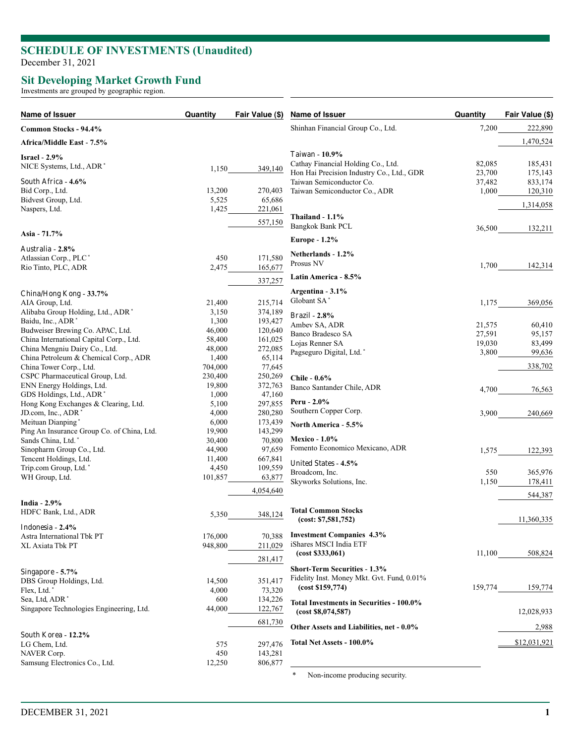# SCHEDULE OF INVESTMENTS (Unaudited)

December 31, 2021

## Sit Developing Market Growth Fund

Investments are grouped by geographic region.

| Name of Issuer | Quantity | Fair Value ($) |
|---|---|---|
| **Common Stocks - 94.4%** | | |
| **Africa/Middle East - 7.5%** | | |
| **Israel - 2.9%** | | |
| NICE Systems, Ltd., ADR * | 1,150 | 349,140 |
| **South Africa - 4.6%** | | |
| Bid Corp., Ltd. | 13,200 | 270,403 |
| Bidvest Group, Ltd. | 5,525 | 65,686 |
| Naspers, Ltd. | 1,425 | 221,061 |
| | | 557,150 |
| **Asia - 71.7%** | | |
| **Australia - 2.8%** | | |
| Atlassian Corp., PLC * | 450 | 171,580 |
| Rio Tinto, PLC, ADR | 2,475 | 165,677 |
| | | 337,257 |
| **China/Hong Kong - 33.7%** | | |
| AIA Group, Ltd. | 21,400 | 215,714 |
| Alibaba Group Holding, Ltd., ADR * | 3,150 | 374,189 |
| Baidu, Inc., ADR * | 1,300 | 193,427 |
| Budweiser Brewing Co. APAC, Ltd. | 46,000 | 120,640 |
| China International Capital Corp., Ltd. | 58,400 | 161,025 |
| China Mengniu Dairy Co., Ltd. | 48,000 | 272,085 |
| China Petroleum & Chemical Corp., ADR | 1,400 | 65,114 |
| China Tower Corp., Ltd. | 704,000 | 77,645 |
| CSPC Pharmaceutical Group, Ltd. | 230,400 | 250,269 |
| ENN Energy Holdings, Ltd. | 19,800 | 372,763 |
| GDS Holdings, Ltd., ADR * | 1,000 | 47,160 |
| Hong Kong Exchanges & Clearing, Ltd. | 5,100 | 297,855 |
| JD.com, Inc., ADR * | 4,000 | 280,280 |
| Meituan Dianping * | 6,000 | 173,439 |
| Ping An Insurance Group Co. of China, Ltd. | 19,900 | 143,299 |
| Sands China, Ltd. * | 30,400 | 70,800 |
| Sinopharm Group Co., Ltd. | 44,900 | 97,659 |
| Tencent Holdings, Ltd. | 11,400 | 667,841 |
| Trip.com Group, Ltd. * | 4,450 | 109,559 |
| WH Group, Ltd. | 101,857 | 63,877 |
| | | 4,054,640 |
| **India - 2.9%** | | |
| HDFC Bank, Ltd., ADR | 5,350 | 348,124 |
| **Indonesia - 2.4%** | | |
| Astra International Tbk PT | 176,000 | 70,388 |
| XL Axiata Tbk PT | 948,800 | 211,029 |
| | | 281,417 |
| **Singapore - 5.7%** | | |
| DBS Group Holdings, Ltd. | 14,500 | 351,417 |
| Flex, Ltd. * | 4,000 | 73,320 |
| Sea, Ltd, ADR * | 600 | 134,226 |
| Singapore Technologies Engineering, Ltd. | 44,000 | 122,767 |
| | | 681,730 |
| **South Korea - 12.2%** | | |
| LG Chem, Ltd. | 575 | 297,476 |
| NAVER Corp. | 450 | 143,281 |
| Samsung Electronics Co., Ltd. | 12,250 | 806,877 |
| Shinhan Financial Group Co., Ltd. | 7,200 | 222,890 |
| | | 1,470,524 |
| **Taiwan - 10.9%** | | |
| Cathay Financial Holding Co., Ltd. | 82,085 | 185,431 |
| Hon Hai Precision Industry Co., Ltd., GDR | 23,700 | 175,143 |
| Taiwan Semiconductor Co. | 37,482 | 833,174 |
| Taiwan Semiconductor Co., ADR | 1,000 | 120,310 |
| | | 1,314,058 |
| **Thailand - 1.1%** | | |
| Bangkok Bank PCL | 36,500 | 132,211 |
| **Europe - 1.2%** | | |
| **Netherlands - 1.2%** | | |
| Prosus NV | 1,700 | 142,314 |
| **Latin America - 8.5%** | | |
| **Argentina - 3.1%** | | |
| Globant SA * | 1,175 | 369,056 |
| **Brazil - 2.8%** | | |
| Ambev SA, ADR | 21,575 | 60,410 |
| Banco Bradesco SA | 27,591 | 95,157 |
| Lojas Renner SA | 19,030 | 83,499 |
| Pagseguro Digital, Ltd. * | 3,800 | 99,636 |
| | | 338,702 |
| **Chile - 0.6%** | | |
| Banco Santander Chile, ADR | 4,700 | 76,563 |
| **Peru - 2.0%** | | |
| Southern Copper Corp. | 3,900 | 240,669 |
| **North America - 5.5%** | | |
| **Mexico - 1.0%** | | |
| Fomento Economico Mexicano, ADR | 1,575 | 122,393 |
| **United States - 4.5%** | | |
| Broadcom, Inc. | 550 | 365,976 |
| Skyworks Solutions, Inc. | 1,150 | 178,411 |
| | | 544,387 |
| **Total Common Stocks (cost: $7,581,752)** | | 11,360,335 |
| **Investment Companies 4.3%** | | |
| iShares MSCI India ETF **(cost $333,061)** | 11,100 | 508,824 |
| **Short-Term Securities - 1.3%** | | |
| Fidelity Inst. Money Mkt. Gvt. Fund, 0.01% **(cost $159,774)** | 159,774 | 159,774 |
| **Total Investments in Securities - 100.0% (cost $8,074,587)** | | 12,028,933 |
| **Other Assets and Liabilities, net - 0.0%** | | 2,988 |
| **Total Net Assets - 100.0%** | | $12,031,921 |

\* Non-income producing security.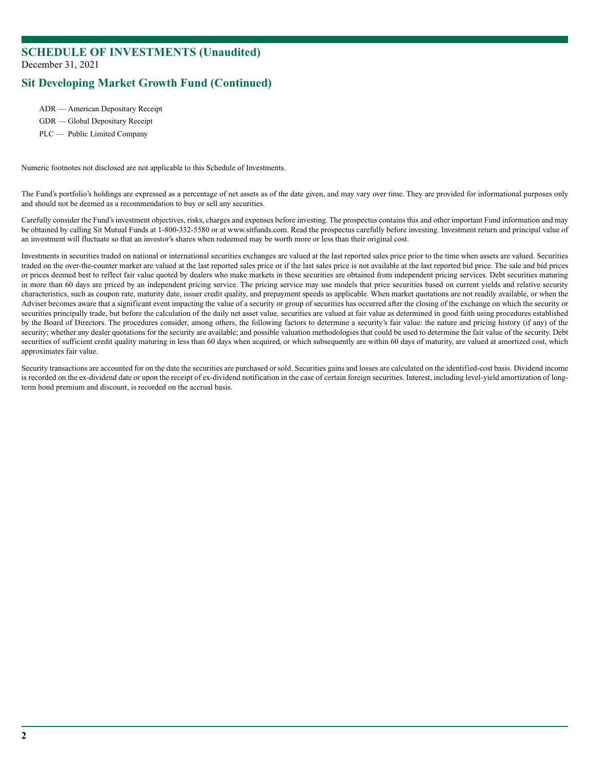# SCHEDULE OF INVESTMENTS (Unaudited)

December 31, 2021

## Sit Developing Market Growth Fund (Continued)

ADR — American Depositary Receipt

GDR — Global Depositary Receipt

PLC — Public Limited Company

Numeric footnotes not disclosed are not applicable to this Schedule of Investments.

The Fund's portfolio's holdings are expressed as a percentage of net assets as of the date given, and may vary over time. They are provided for informational purposes only and should not be deemed as a recommendation to buy or sell any securities.

Carefully consider the Fund's investment objectives, risks, charges and expenses before investing. The prospectus contains this and other important Fund information and may be obtained by calling Sit Mutual Funds at 1-800-332-5580 or at www.sitfunds.com. Read the prospectus carefully before investing. Investment return and principal value of an investment will fluctuate so that an investor's shares when redeemed may be worth more or less than their original cost.

Investments in securities traded on national or international securities exchanges are valued at the last reported sales price prior to the time when assets are valued. Securities traded on the over-the-counter market are valued at the last reported sales price or if the last sales price is not available at the last reported bid price. The sale and bid prices or prices deemed best to reflect fair value quoted by dealers who make markets in these securities are obtained from independent pricing services. Debt securities maturing in more than 60 days are priced by an independent pricing service. The pricing service may use models that price securities based on current yields and relative security characteristics, such as coupon rate, maturity date, issuer credit quality, and prepayment speeds as applicable. When market quotations are not readily available, or when the Adviser becomes aware that a significant event impacting the value of a security or group of securities has occurred after the closing of the exchange on which the security or securities principally trade, but before the calculation of the daily net asset value, securities are valued at fair value as determined in good faith using procedures established by the Board of Directors. The procedures consider, among others, the following factors to determine a security's fair value: the nature and pricing history (if any) of the security; whether any dealer quotations for the security are available; and possible valuation methodologies that could be used to determine the fair value of the security. Debt securities of sufficient credit quality maturing in less than 60 days when acquired, or which subsequently are within 60 days of maturity, are valued at amortized cost, which approximates fair value.

Security transactions are accounted for on the date the securities are purchased or sold. Securities gains and losses are calculated on the identified-cost basis. Dividend income is recorded on the ex-dividend date or upon the receipt of ex-dividend notification in the case of certain foreign securities. Interest, including level-yield amortization of long-term bond premium and discount, is recorded on the accrual basis.